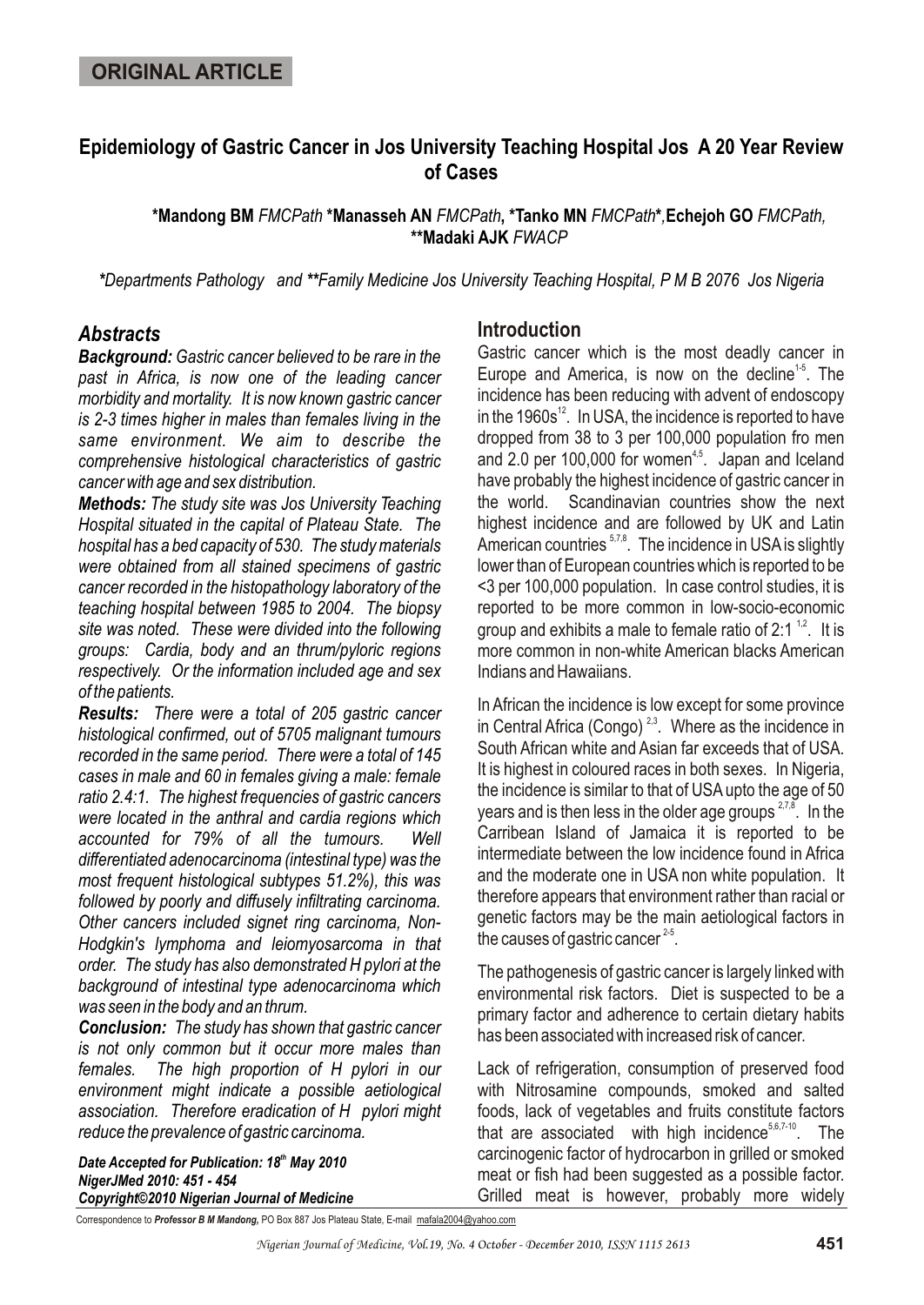**ORIGINAL ARTICLE**

# Epidemiology of Gastric Cancer in Jos University Teaching Hospital Jos A 20 Year Review of Cases

**\*Mandong BM** *FMCPath* **\*Manasseh AN** *FMCPath*, **\*Tanko MN** *FMCPath*\*, **Echejoh GO** *FMCPath*, **\*\*Madaki AJK** *FWACP*

*\*Departments Pathology and \*\*Family Medicine Jos University Teaching Hospital, P M B 2076 Jos Nigeria*

## *Abstracts*

***Background:*** *Gastric cancer believed to be rare in the past in Africa, is now one of the leading cancer morbidity and mortality. It is now known gastric cancer is 2-3 times higher in males than females living in the same environment. We aim to describe the comprehensive histological characteristics of gastric cancer with age and sex distribution.*

***Methods:*** *The study site was Jos University Teaching Hospital situated in the capital of Plateau State. The hospital has a bed capacity of 530. The study materials were obtained from all stained specimens of gastric cancer recorded in the histopathology laboratory of the teaching hospital between 1985 to 2004. The biopsy site was noted. These were divided into the following groups: Cardia, body and an thrum/pyloric regions respectively. Or the information included age and sex of the patients.*

***Results:*** *There were a total of 205 gastric cancer histological confirmed, out of 5705 malignant tumours recorded in the same period. There were a total of 145 cases in male and 60 in females giving a male: female ratio 2.4:1. The highest frequencies of gastric cancers were located in the anthral and cardia regions which accounted for 79% of all the tumours. Well differentiated adenocarcinoma (intestinal type) was the most frequent histological subtypes 51.2%), this was followed by poorly and diffusely infiltrating carcinoma. Other cancers included signet ring carcinoma, Non-Hodgkin's lymphoma and leiomyosarcoma in that order. The study has also demonstrated H pylori at the background of intestinal type adenocarcinoma which was seen in the body and an thrum.*

***Conclusion:*** *The study has shown that gastric cancer is not only common but it occur more males than females. The high proportion of H pylori in our environment might indicate a possible aetiological association. Therefore eradication of H pylori might reduce the prevalence of gastric carcinoma.*

***Date Accepted for Publication: 18th May 2010***
***NigerJMed 2010: 451 - 454***
***Copyright©2010 Nigerian Journal of Medicine***

## Introduction

Gastric cancer which is the most deadly cancer in Europe and America, is now on the decline[1-5]. The incidence has been reducing with advent of endoscopy in the 1960s[12]. In USA, the incidence is reported to have dropped from 38 to 3 per 100,000 population fro men and 2.0 per 100,000 for women[4,5]. Japan and Iceland have probably the highest incidence of gastric cancer in the world. Scandinavian countries show the next highest incidence and are followed by UK and Latin American countries [5,7,8]. The incidence in USA is slightly lower than of European countries which is reported to be <3 per 100,000 population. In case control studies, it is reported to be more common in low-socio-economic group and exhibits a male to female ratio of 2:1 [1,2]. It is more common in non-white American blacks American Indians and Hawaiians.

In African the incidence is low except for some province in Central Africa (Congo) [2,3]. Where as the incidence in South African white and Asian far exceeds that of USA. It is highest in coloured races in both sexes. In Nigeria, the incidence is similar to that of USA upto the age of 50 years and is then less in the older age groups [2,7,8]. In the Carribean Island of Jamaica it is reported to be intermediate between the low incidence found in Africa and the moderate one in USA non white population. It therefore appears that environment rather than racial or genetic factors may be the main aetiological factors in the causes of gastric cancer [2-5].

The pathogenesis of gastric cancer is largely linked with environmental risk factors. Diet is suspected to be a primary factor and adherence to certain dietary habits has been associated with increased risk of cancer.

Lack of refrigeration, consumption of preserved food with Nitrosamine compounds, smoked and salted foods, lack of vegetables and fruits constitute factors that are associated with high incidence[5,6,7-10]. The carcinogenic factor of hydrocarbon in grilled or smoked meat or fish had been suggested as a possible factor. Grilled meat is however, probably more widely

Correspondence to ***Professor B M Mandong,*** PO Box 887 Jos Plateau State, E-mail mafala2004@yahoo.com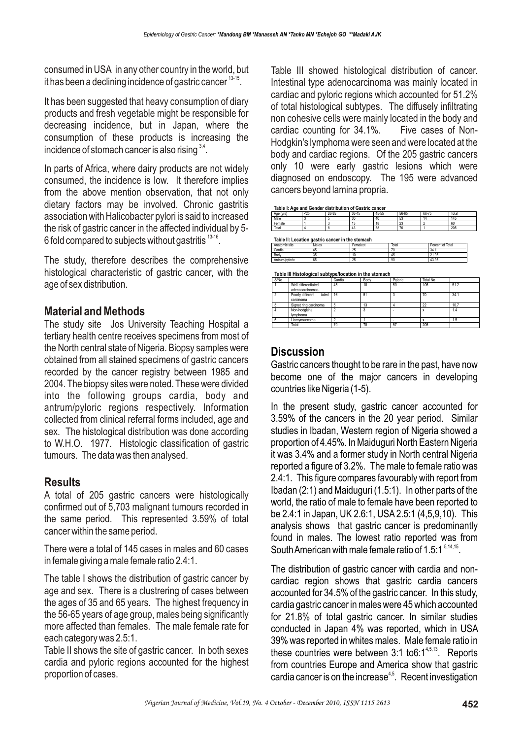consumed in USA in any other country in the world, but it has been a declining incidence of gastric cancer [13-15].

It has been suggested that heavy consumption of diary products and fresh vegetable might be responsible for decreasing incidence, but in Japan, where the consumption of these products is increasing the incidence of stomach cancer is also rising [3,4].

In parts of Africa, where dairy products are not widely consumed, the incidence is low. It therefore implies from the above mention observation, that not only dietary factors may be involved. Chronic gastritis association with Halicobacter pylori is said to increased the risk of gastric cancer in the affected individual by 5-6 fold compared to subjects without gastritis [13-16].

The study, therefore describes the comprehensive histological characteristic of gastric cancer, with the age of sex distribution.

## Material and Methods

The study site Jos University Teaching Hospital a tertiary health centre receives specimens from most of the North central state of Nigeria. Biopsy samples were obtained from all stained specimens of gastric cancers recorded by the cancer registry between 1985 and 2004. The biopsy sites were noted. These were divided into the following groups cardia, body and antrum/pyloric regions respectively. Information collected from clinical referral forms included, age and sex. The histological distribution was done according to W.H.O. 1977. Histologic classification of gastric tumours. The data was then analysed.

## Results

A total of 205 gastric cancers were histologically confirmed out of 5,703 malignant tumours recorded in the same period. This represented 3.59% of total cancer within the same period.

There were a total of 145 cases in males and 60 cases in female giving a male female ratio 2.4:1.

The table I shows the distribution of gastric cancer by age and sex. There is a clustrering of cases between the ages of 35 and 65 years. The highest frequency in the 56-65 years of age group, males being significantly more affected than females. The male female rate for each category was 2.5:1.

Table II shows the site of gastric cancer. In both sexes cardia and pyloric regions accounted for the highest proportion of cases.

Table III showed histological distribution of cancer. Intestinal type adenocarcinoma was mainly located in cardiac and pyloric regions which accounted for 51.2% of total histological subtypes. The diffusely infiltrating non cohesive cells were mainly located in the body and cardiac counting for 34.1%. Five cases of Non-Hodgkin's lymphoma were seen and were located at the body and cardiac regions. Of the 205 gastric cancers only 10 were early gastric lesions which were diagnosed on endoscopy. The 195 were advanced cancers beyond lamina propria.

**Table I: Age and Gender distribution of Gastric cancer**

| Age (yrs) | <25 | 26-35 | 36-45 | 45-55 | 56-65 | 66-75 | Total |
|---|---|---|---|---|---|---|---|
| Male | 3 | 5 | 30 | 40 | 53 | 14 | 145 |
| Female | 1 | 3 | 13 | 18 | 23 | 2 | 60 |
| Total | 4 | 8 | 43 | 58 | 76 | 1 | 205 |

**Table II: Location gastric cancer in the stomach**

| Anatomic site | Males | Femalest | Total | Percent of Total |
|---|---|---|---|---|
| Cardia | 45 | 25 | 70 | 34.1 |
| Body | 35 | 10 | 45 | 21.95 |
| Antrum/pyloric | 65 | 25 | 90 | 43.95 |

**Table III Histological subtype/location in the stomach**

| S/No | | Cardia | Body | Pyloric | Total No | |
|---|---|---|---|---|---|---|
| 1 | Well differentiated adenocarcinomas | 45 | 10 | 50 | 105 | 51.2 |
| 2 | Poorly different iated carcinoma | 16 | 51 | 3 | 70 | 34.1 |
| 3 | Signet ring carcinoma | 5 | 13 | 4 | 22 | 10.7 |
| 4 | Non-hodgkins lymphoma | 2 | 3 | - | x | 1.4 |
| 5 | Liomyosarcoma | 2 | 1 | - | x | 1.5 |
| | Total | 70 | 78 | 57 | 205 | |

## Discussion

Gastric cancers thought to be rare in the past, have now become one of the major cancers in developing countries like Nigeria (1-5).

In the present study, gastric cancer accounted for 3.59% of the cancers in the 20 year period. Similar studies in Ibadan, Western region of Nigeria showed a proportion of 4.45%. In Maiduguri North Eastern Nigeria it was 3.4% and a former study in North central Nigeria reported a figure of 3.2%. The male to female ratio was 2.4:1. This figure compares favourably with report from Ibadan (2:1) and Maiduguri (1.5:1). In other parts of the world, the ratio of male to female have been reported to be 2.4:1 in Japan, UK 2.6:1, USA 2.5:1 (4,5,9,10). This analysis shows that gastric cancer is predominantly found in males. The lowest ratio reported was from South American with male female ratio of 1.5:1 [5,14,15].

The distribution of gastric cancer with cardia and non-cardiac region shows that gastric cardia cancers accounted for 34.5% of the gastric cancer. In this study, cardia gastric cancer in males were 45 which accounted for 21.8% of total gastric cancer. In similar studies conducted in Japan 4% was reported, which in USA 39% was reported in whites males. Male female ratio in these countries were between 3:1 to6:1 [4,5,13]. Reports from countries Europe and America show that gastric cardia cancer is on the increase [4,5]. Recent investigation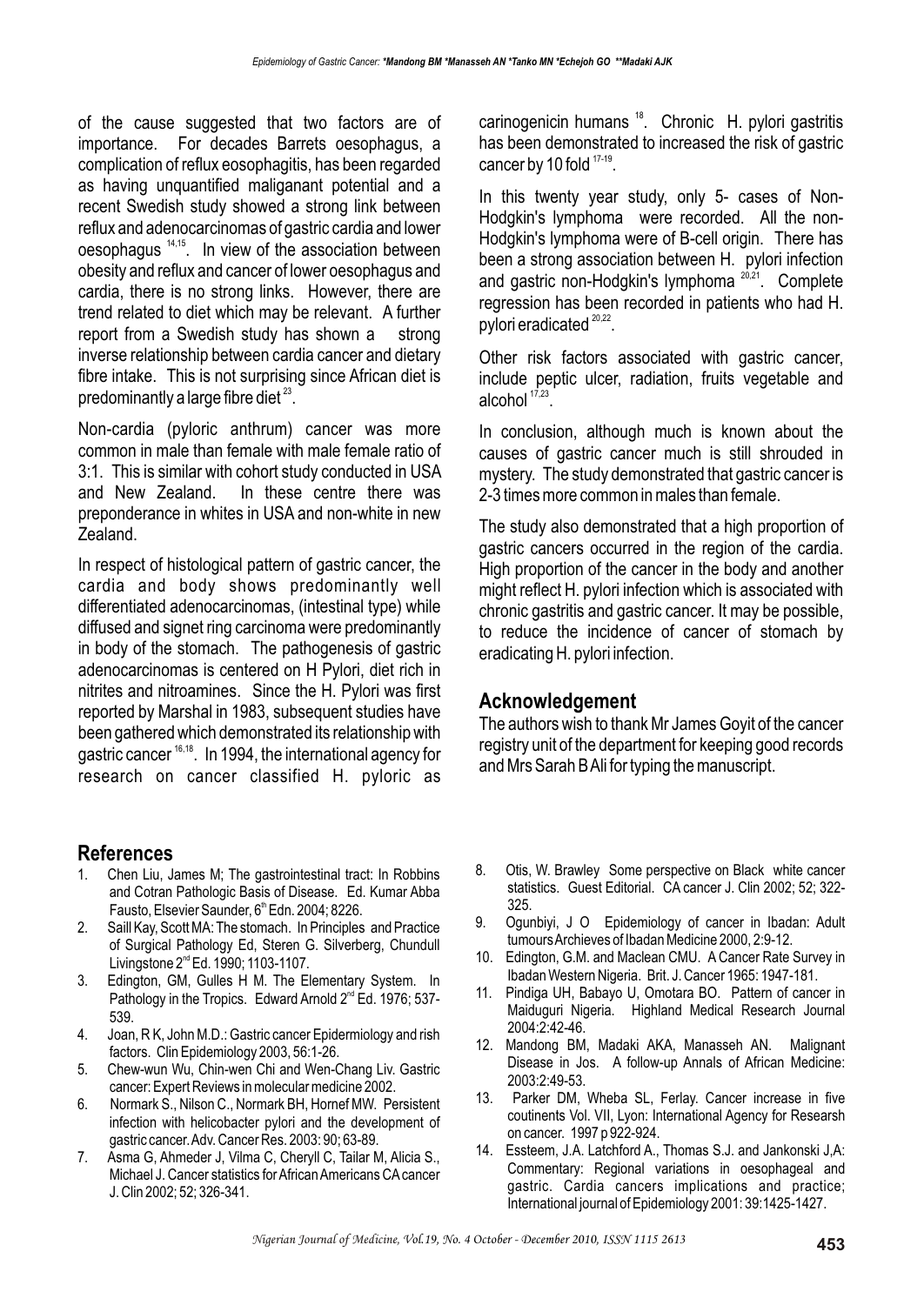of the cause suggested that two factors are of importance. For decades Barrets oesophagus, a complication of reflux eosophagitis, has been regarded as having unquantified maliganant potential and a recent Swedish study showed a strong link between reflux and adenocarcinomas of gastric cardia and lower oesophagus [14,15]. In view of the association between obesity and reflux and cancer of lower oesophagus and cardia, there is no strong links. However, there are trend related to diet which may be relevant. A further report from a Swedish study has shown a strong inverse relationship between cardia cancer and dietary fibre intake. This is not surprising since African diet is predominantly a large fibre diet [23].

Non-cardia (pyloric anthrum) cancer was more common in male than female with male female ratio of 3:1. This is similar with cohort study conducted in USA and New Zealand. In these centre there was preponderance in whites in USA and non-white in new Zealand.

In respect of histological pattern of gastric cancer, the cardia and body shows predominantly well differentiated adenocarcinomas, (intestinal type) while diffused and signet ring carcinoma were predominantly in body of the stomach. The pathogenesis of gastric adenocarcinomas is centered on H Pylori, diet rich in nitrites and nitroamines. Since the H. Pylori was first reported by Marshal in 1983, subsequent studies have been gathered which demonstrated its relationship with gastric cancer [16,18]. In 1994, the international agency for research on cancer classified H. pyloric as carinogenicin humans [18]. Chronic H. pylori gastritis has been demonstrated to increased the risk of gastric cancer by 10 fold [17-19].

In this twenty year study, only 5- cases of Non-Hodgkin's lymphoma were recorded. All the non-Hodgkin's lymphoma were of B-cell origin. There has been a strong association between H. pylori infection and gastric non-Hodgkin's lymphoma [20,21]. Complete regression has been recorded in patients who had H. pylori eradicated [20,22].

Other risk factors associated with gastric cancer, include peptic ulcer, radiation, fruits vegetable and alcohol [17,23].

In conclusion, although much is known about the causes of gastric cancer much is still shrouded in mystery. The study demonstrated that gastric cancer is 2-3 times more common in males than female.

The study also demonstrated that a high proportion of gastric cancers occurred in the region of the cardia. High proportion of the cancer in the body and another might reflect H. pylori infection which is associated with chronic gastritis and gastric cancer. It may be possible, to reduce the incidence of cancer of stomach by eradicating H. pylori infection.

## Acknowledgement

The authors wish to thank Mr James Goyit of the cancer registry unit of the department for keeping good records and Mrs Sarah B Ali for typing the manuscript.

## References

1. Chen Liu, James M; The gastrointestinal tract: In Robbins and Cotran Pathologic Basis of Disease. Ed. Kumar Abba Fausto, Elsevier Saunder, 6th Edn. 2004; 8226.
2. Saill Kay, Scott MA: The stomach. In Principles and Practice of Surgical Pathology Ed, Steren G. Silverberg, Chundull Livingstone 2nd Ed. 1990; 1103-1107.
3. Edington, GM, Gulles H M. The Elementary System. In Pathology in the Tropics. Edward Arnold 2nd Ed. 1976; 537-539.
4. Joan, R K, John M.D.: Gastric cancer Epidermiology and rish factors. Clin Epidemiology 2003, 56:1-26.
5. Chew-wun Wu, Chin-wen Chi and Wen-Chang Liv. Gastric cancer: Expert Reviews in molecular medicine 2002.
6. Normark S., Nilson C., Normark BH, Hornef MW. Persistent infection with helicobacter pylori and the development of gastric cancer. Adv. Cancer Res. 2003: 90; 63-89.
7. Asma G, Ahmeder J, Vilma C, Cheryll C, Tailar M, Alicia S., Michael J. Cancer statistics for African Americans CA cancer J. Clin 2002; 52; 326-341.
8. Otis, W. Brawley Some perspective on Black white cancer statistics. Guest Editorial. CA cancer J. Clin 2002; 52; 322-325.
9. Ogunbiyi, J O Epidemiology of cancer in Ibadan: Adult tumours Archieves of Ibadan Medicine 2000, 2:9-12.
10. Edington, G.M. and Maclean CMU. A Cancer Rate Survey in Ibadan Western Nigeria. Brit. J. Cancer 1965: 1947-181.
11. Pindiga UH, Babayo U, Omotara BO. Pattern of cancer in Maiduguri Nigeria. Highland Medical Research Journal 2004:2:42-46.
12. Mandong BM, Madaki AKA, Manasseh AN. Malignant Disease in Jos. A follow-up Annals of African Medicine: 2003:2:49-53.
13. Parker DM, Wheba SL, Ferlay. Cancer increase in five coutinents Vol. VII, Lyon: International Agency for Researsh on cancer. 1997 p 922-924.
14. Essteem, J.A. Latchford A., Thomas S.J. and Jankonski J,A: Commentary: Regional variations in oesophageal and gastric. Cardia cancers implications and practice; International journal of Epidemiology 2001: 39:1425-1427.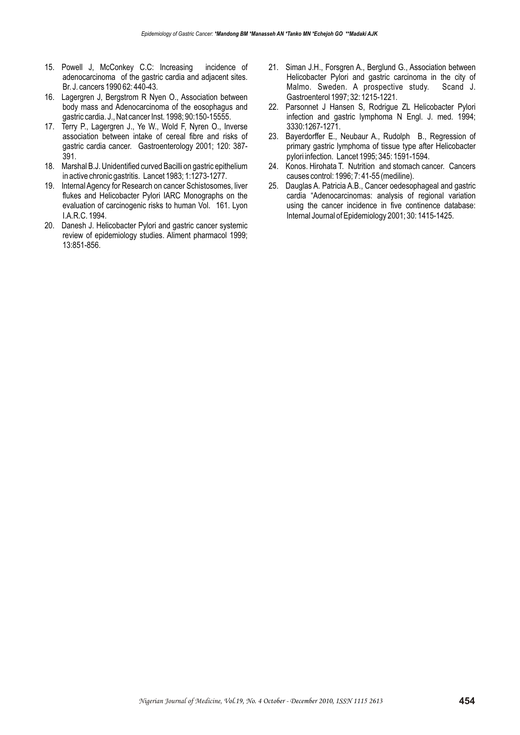15. Powell J, McConkey C.C: Increasing incidence of adenocarcinoma of the gastric cardia and adjacent sites. Br. J. cancers 1990 62: 440-43.
16. Lagergren J, Bergstrom R Nyen O., Association between body mass and Adenocarcinoma of the eosophagus and gastric cardia. J., Nat cancer Inst. 1998; 90:150-15555.
17. Terry P., Lagergren J., Ye W., Wold F, Nyren O., Inverse association between intake of cereal fibre and risks of gastric cardia cancer. Gastroenterology 2001; 120: 387-391.
18. Marshal B.J. Unidentified curved Bacilli on gastric epithelium in active chronic gastritis. Lancet 1983; 1:1273-1277.
19. Internal Agency for Research on cancer Schistosomes, liver flukes and Helicobacter Pylori IARC Monographs on the evaluation of carcinogenic risks to human Vol. 161. Lyon I.A.R.C. 1994.
20. Danesh J. Helicobacter Pylori and gastric cancer systemic review of epidemiology studies. Aliment pharmacol 1999; 13:851-856.
21. Siman J.H., Forsgren A., Berglund G., Association between Helicobacter Pylori and gastric carcinoma in the city of Malmo. Sweden. A prospective study. Scand J. Gastroenterol 1997; 32: 1215-1221.
22. Parsonnet J Hansen S, Rodrigue ZL Helicobacter Pylori infection and gastric lymphoma N Engl. J. med. 1994; 3330:1267-1271.
23. Bayerdorffer E., Neubaur A., Rudolph B., Regression of primary gastric lymphoma of tissue type after Helicobacter pylori infection. Lancet 1995; 345: 1591-1594.
24. Konos. Hirohata T. Nutrition and stomach cancer. Cancers causes control: 1996; 7: 41-55 (mediline).
25. Dauglas A. Patricia A.B., Cancer oedesophageal and gastric cardia "Adenocarcinomas: analysis of regional variation using the cancer incidence in five continence database: Internal Journal of Epidemiology 2001; 30: 1415-1425.